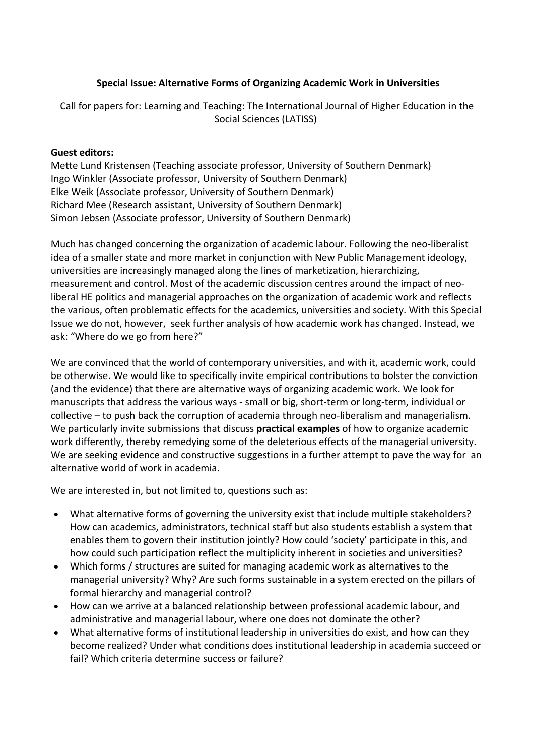**Special Issue: Alternative Forms of Organizing Academic Work in Universities**

Call for papers for: Learning and Teaching: The International Journal of Higher Education in the Social Sciences (LATISS)

**Guest editors:**
Mette Lund Kristensen (Teaching associate professor, University of Southern Denmark)
Ingo Winkler (Associate professor, University of Southern Denmark)
Elke Weik (Associate professor, University of Southern Denmark)
Richard Mee (Research assistant, University of Southern Denmark)
Simon Jebsen (Associate professor, University of Southern Denmark)

Much has changed concerning the organization of academic labour. Following the neo-liberalist idea of a smaller state and more market in conjunction with New Public Management ideology, universities are increasingly managed along the lines of marketization, hierarchizing, measurement and control. Most of the academic discussion centres around the impact of neo-liberal HE politics and managerial approaches on the organization of academic work and reflects the various, often problematic effects for the academics, universities and society. With this Special Issue we do not, however, seek further analysis of how academic work has changed. Instead, we ask: "Where do we go from here?"

We are convinced that the world of contemporary universities, and with it, academic work, could be otherwise. We would like to specifically invite empirical contributions to bolster the conviction (and the evidence) that there are alternative ways of organizing academic work. We look for manuscripts that address the various ways - small or big, short-term or long-term, individual or collective – to push back the corruption of academia through neo-liberalism and managerialism. We particularly invite submissions that discuss **practical examples** of how to organize academic work differently, thereby remedying some of the deleterious effects of the managerial university. We are seeking evidence and constructive suggestions in a further attempt to pave the way for an alternative world of work in academia.

We are interested in, but not limited to, questions such as:

- What alternative forms of governing the university exist that include multiple stakeholders? How can academics, administrators, technical staff but also students establish a system that enables them to govern their institution jointly? How could 'society' participate in this, and how could such participation reflect the multiplicity inherent in societies and universities?
- Which forms / structures are suited for managing academic work as alternatives to the managerial university? Why? Are such forms sustainable in a system erected on the pillars of formal hierarchy and managerial control?
- How can we arrive at a balanced relationship between professional academic labour, and administrative and managerial labour, where one does not dominate the other?
- What alternative forms of institutional leadership in universities do exist, and how can they become realized? Under what conditions does institutional leadership in academia succeed or fail? Which criteria determine success or failure?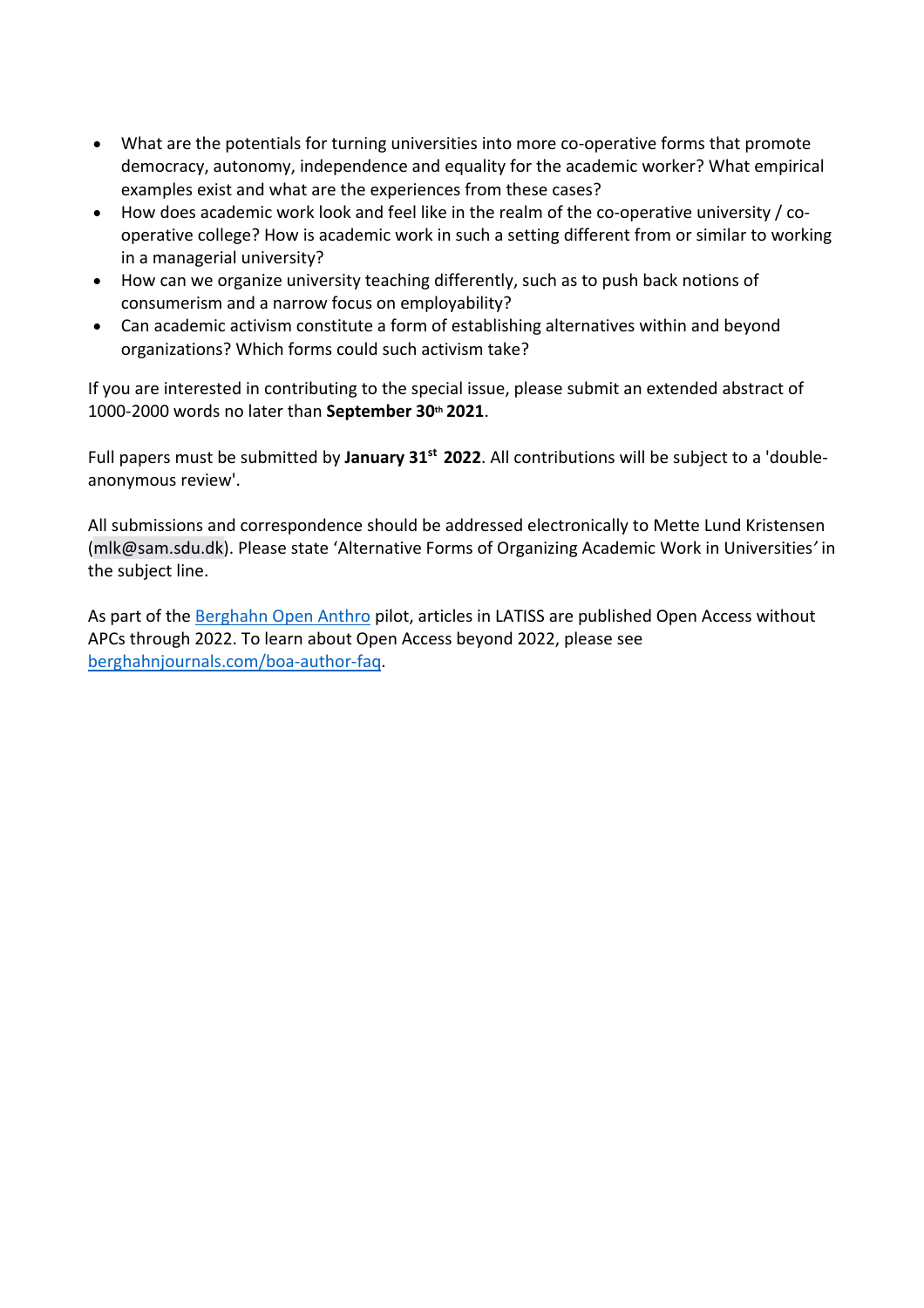- What are the potentials for turning universities into more co-operative forms that promote democracy, autonomy, independence and equality for the academic worker? What empirical examples exist and what are the experiences from these cases?
- How does academic work look and feel like in the realm of the co-operative university / co-operative college? How is academic work in such a setting different from or similar to working in a managerial university?
- How can we organize university teaching differently, such as to push back notions of consumerism and a narrow focus on employability?
- Can academic activism constitute a form of establishing alternatives within and beyond organizations? Which forms could such activism take?

If you are interested in contributing to the special issue, please submit an extended abstract of 1000-2000 words no later than **September 30th 2021**.

Full papers must be submitted by **January 31st 2022**. All contributions will be subject to a 'double-anonymous review'.

All submissions and correspondence should be addressed electronically to Mette Lund Kristensen (mlk@sam.sdu.dk). Please state 'Alternative Forms of Organizing Academic Work in Universities' in the subject line.

As part of the [Berghahn Open Anthro](#) pilot, articles in LATISS are published Open Access without APCs through 2022. To learn about Open Access beyond 2022, please see [berghahnjournals.com/boa-author-faq](#).